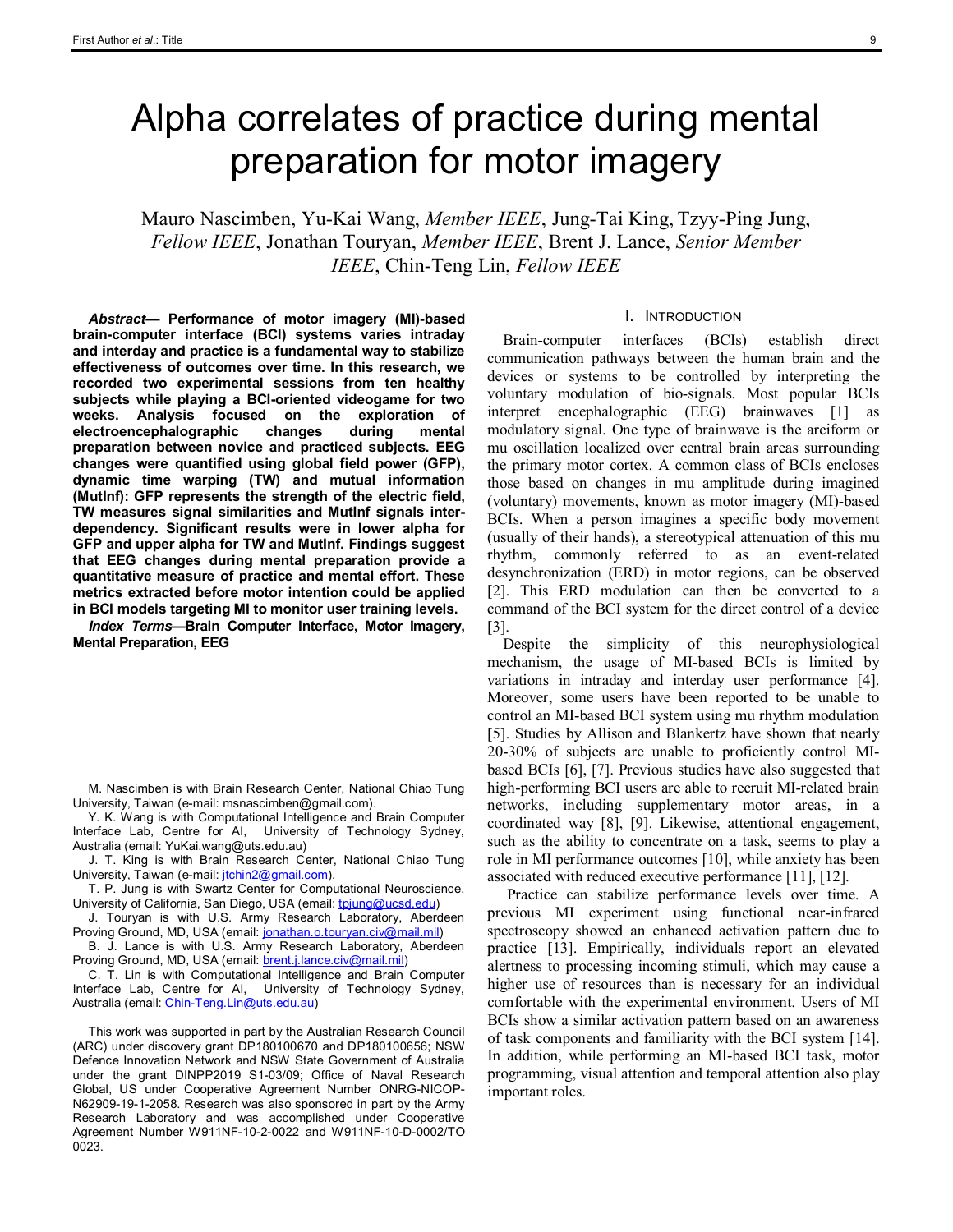# Alpha correlates of practice during mental preparation for motor imagery

Mauro Nascimben, Yu-Kai Wang, *Member IEEE*, Jung-Tai King, Tzyy-Ping Jung, *Fellow IEEE*, Jonathan Touryan, *Member IEEE*, Brent J. Lance, *Senior Member IEEE*, Chin-Teng Lin, *Fellow IEEE*

***Abstract*— Performance of motor imagery (MI)-based brain-computer interface (BCI) systems varies intraday and interday and practice is a fundamental way to stabilize effectiveness of outcomes over time. In this research, we recorded two experimental sessions from ten healthy subjects while playing a BCI-oriented videogame for two weeks. Analysis focused on the exploration of electroencephalographic changes during mental preparation between novice and practiced subjects. EEG changes were quantified using global field power (GFP), dynamic time warping (TW) and mutual information (MutInf): GFP represents the strength of the electric field, TW measures signal similarities and MutInf signals inter-dependency. Significant results were in lower alpha for GFP and upper alpha for TW and MutInf. Findings suggest that EEG changes during mental preparation provide a quantitative measure of practice and mental effort. These metrics extracted before motor intention could be applied in BCI models targeting MI to monitor user training levels.**

***Index Terms*—Brain Computer Interface, Motor Imagery, Mental Preparation, EEG**

M. Nascimben is with Brain Research Center, National Chiao Tung University, Taiwan (e-mail: msnascimben@gmail.com).

Y. K. Wang is with Computational Intelligence and Brain Computer Interface Lab, Centre for AI, University of Technology Sydney, Australia (email: YuKai.wang@uts.edu.au)

J. T. King is with Brain Research Center, National Chiao Tung University, Taiwan (e-mail: jtchin2@gmail.com).

T. P. Jung is with Swartz Center for Computational Neuroscience, University of California, San Diego, USA (email: tpjung@ucsd.edu)

J. Touryan is with U.S. Army Research Laboratory, Aberdeen Proving Ground, MD, USA (email: jonathan.o.touryan.civ@mail.mil)

B. J. Lance is with U.S. Army Research Laboratory, Aberdeen Proving Ground, MD, USA (email: brent.j.lance.civ@mail.mil)

C. T. Lin is with Computational Intelligence and Brain Computer Interface Lab, Centre for AI, University of Technology Sydney, Australia (email: Chin-Teng.Lin@uts.edu.au)

This work was supported in part by the Australian Research Council (ARC) under discovery grant DP180100670 and DP180100656; NSW Defence Innovation Network and NSW State Government of Australia under the grant DINPP2019 S1-03/09; Office of Naval Research Global, US under Cooperative Agreement Number ONRG-NICOP-N62909-19-1-2058. Research was also sponsored in part by the Army Research Laboratory and was accomplished under Cooperative Agreement Number W911NF-10-2-0022 and W911NF-10-D-0002/TO 0023.

## I. INTRODUCTION

Brain-computer interfaces (BCIs) establish direct communication pathways between the human brain and the devices or systems to be controlled by interpreting the voluntary modulation of bio-signals. Most popular BCIs interpret encephalographic (EEG) brainwaves [1] as modulatory signal. One type of brainwave is the arciform or mu oscillation localized over central brain areas surrounding the primary motor cortex. A common class of BCIs encloses those based on changes in mu amplitude during imagined (voluntary) movements, known as motor imagery (MI)-based BCIs. When a person imagines a specific body movement (usually of their hands), a stereotypical attenuation of this mu rhythm, commonly referred to as an event-related desynchronization (ERD) in motor regions, can be observed [2]. This ERD modulation can then be converted to a command of the BCI system for the direct control of a device [3].

Despite the simplicity of this neurophysiological mechanism, the usage of MI-based BCIs is limited by variations in intraday and interday user performance [4]. Moreover, some users have been reported to be unable to control an MI-based BCI system using mu rhythm modulation [5]. Studies by Allison and Blankertz have shown that nearly 20-30% of subjects are unable to proficiently control MI-based BCIs [6], [7]. Previous studies have also suggested that high-performing BCI users are able to recruit MI-related brain networks, including supplementary motor areas, in a coordinated way [8], [9]. Likewise, attentional engagement, such as the ability to concentrate on a task, seems to play a role in MI performance outcomes [10], while anxiety has been associated with reduced executive performance [11], [12].

Practice can stabilize performance levels over time. A previous MI experiment using functional near-infrared spectroscopy showed an enhanced activation pattern due to practice [13]. Empirically, individuals report an elevated alertness to processing incoming stimuli, which may cause a higher use of resources than is necessary for an individual comfortable with the experimental environment. Users of MI BCIs show a similar activation pattern based on an awareness of task components and familiarity with the BCI system [14]. In addition, while performing an MI-based BCI task, motor programming, visual attention and temporal attention also play important roles.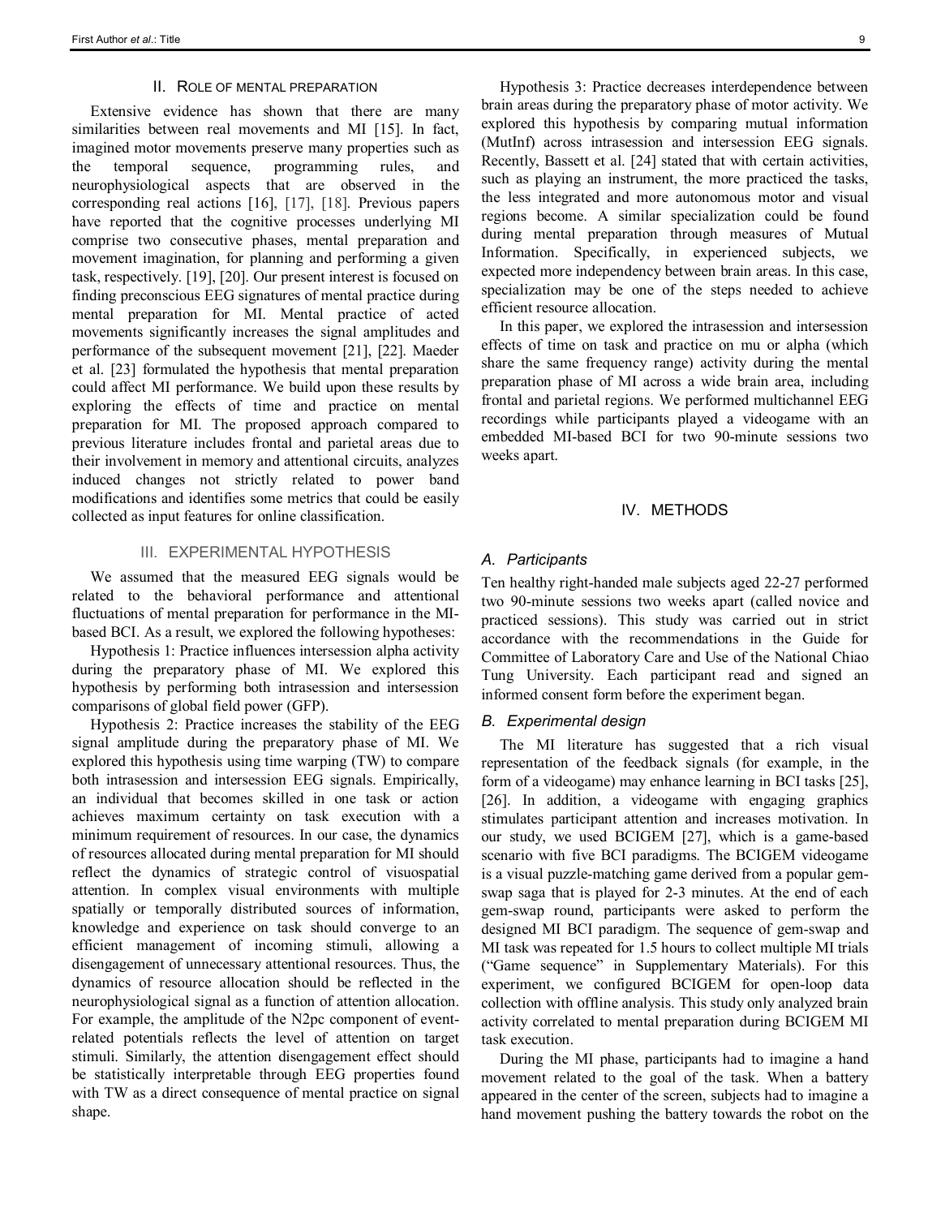## II. Role of mental preparation

Extensive evidence has shown that there are many similarities between real movements and MI [15]. In fact, imagined motor movements preserve many properties such as the temporal sequence, programming rules, and neurophysiological aspects that are observed in the corresponding real actions [16], [17], [18]. Previous papers have reported that the cognitive processes underlying MI comprise two consecutive phases, mental preparation and movement imagination, for planning and performing a given task, respectively. [19], [20]. Our present interest is focused on finding preconscious EEG signatures of mental practice during mental preparation for MI. Mental practice of acted movements significantly increases the signal amplitudes and performance of the subsequent movement [21], [22]. Maeder et al. [23] formulated the hypothesis that mental preparation could affect MI performance. We build upon these results by exploring the effects of time and practice on mental preparation for MI. The proposed approach compared to previous literature includes frontal and parietal areas due to their involvement in memory and attentional circuits, analyzes induced changes not strictly related to power band modifications and identifies some metrics that could be easily collected as input features for online classification.

## III. Experimental Hypothesis

We assumed that the measured EEG signals would be related to the behavioral performance and attentional fluctuations of mental preparation for performance in the MI-based BCI. As a result, we explored the following hypotheses:

Hypothesis 1: Practice influences intersession alpha activity during the preparatory phase of MI. We explored this hypothesis by performing both intrasession and intersession comparisons of global field power (GFP).

Hypothesis 2: Practice increases the stability of the EEG signal amplitude during the preparatory phase of MI. We explored this hypothesis using time warping (TW) to compare both intrasession and intersession EEG signals. Empirically, an individual that becomes skilled in one task or action achieves maximum certainty on task execution with a minimum requirement of resources. In our case, the dynamics of resources allocated during mental preparation for MI should reflect the dynamics of strategic control of visuospatial attention. In complex visual environments with multiple spatially or temporally distributed sources of information, knowledge and experience on task should converge to an efficient management of incoming stimuli, allowing a disengagement of unnecessary attentional resources. Thus, the dynamics of resource allocation should be reflected in the neurophysiological signal as a function of attention allocation. For example, the amplitude of the N2pc component of event-related potentials reflects the level of attention on target stimuli. Similarly, the attention disengagement effect should be statistically interpretable through EEG properties found with TW as a direct consequence of mental practice on signal shape.

Hypothesis 3: Practice decreases interdependence between brain areas during the preparatory phase of motor activity. We explored this hypothesis by comparing mutual information (MutInf) across intrasession and intersession EEG signals. Recently, Bassett et al. [24] stated that with certain activities, such as playing an instrument, the more practiced the tasks, the less integrated and more autonomous motor and visual regions become. A similar specialization could be found during mental preparation through measures of Mutual Information. Specifically, in experienced subjects, we expected more independency between brain areas. In this case, specialization may be one of the steps needed to achieve efficient resource allocation.

In this paper, we explored the intrasession and intersession effects of time on task and practice on mu or alpha (which share the same frequency range) activity during the mental preparation phase of MI across a wide brain area, including frontal and parietal regions. We performed multichannel EEG recordings while participants played a videogame with an embedded MI-based BCI for two 90-minute sessions two weeks apart.

## IV. Methods

### A. Participants

Ten healthy right-handed male subjects aged 22-27 performed two 90-minute sessions two weeks apart (called novice and practiced sessions). This study was carried out in strict accordance with the recommendations in the Guide for Committee of Laboratory Care and Use of the National Chiao Tung University. Each participant read and signed an informed consent form before the experiment began.

### B. Experimental design

The MI literature has suggested that a rich visual representation of the feedback signals (for example, in the form of a videogame) may enhance learning in BCI tasks [25], [26]. In addition, a videogame with engaging graphics stimulates participant attention and increases motivation. In our study, we used BCIGEM [27], which is a game-based scenario with five BCI paradigms. The BCIGEM videogame is a visual puzzle-matching game derived from a popular gem-swap saga that is played for 2-3 minutes. At the end of each gem-swap round, participants were asked to perform the designed MI BCI paradigm. The sequence of gem-swap and MI task was repeated for 1.5 hours to collect multiple MI trials ("Game sequence" in Supplementary Materials). For this experiment, we configured BCIGEM for open-loop data collection with offline analysis. This study only analyzed brain activity correlated to mental preparation during BCIGEM MI task execution.

During the MI phase, participants had to imagine a hand movement related to the goal of the task. When a battery appeared in the center of the screen, subjects had to imagine a hand movement pushing the battery towards the robot on the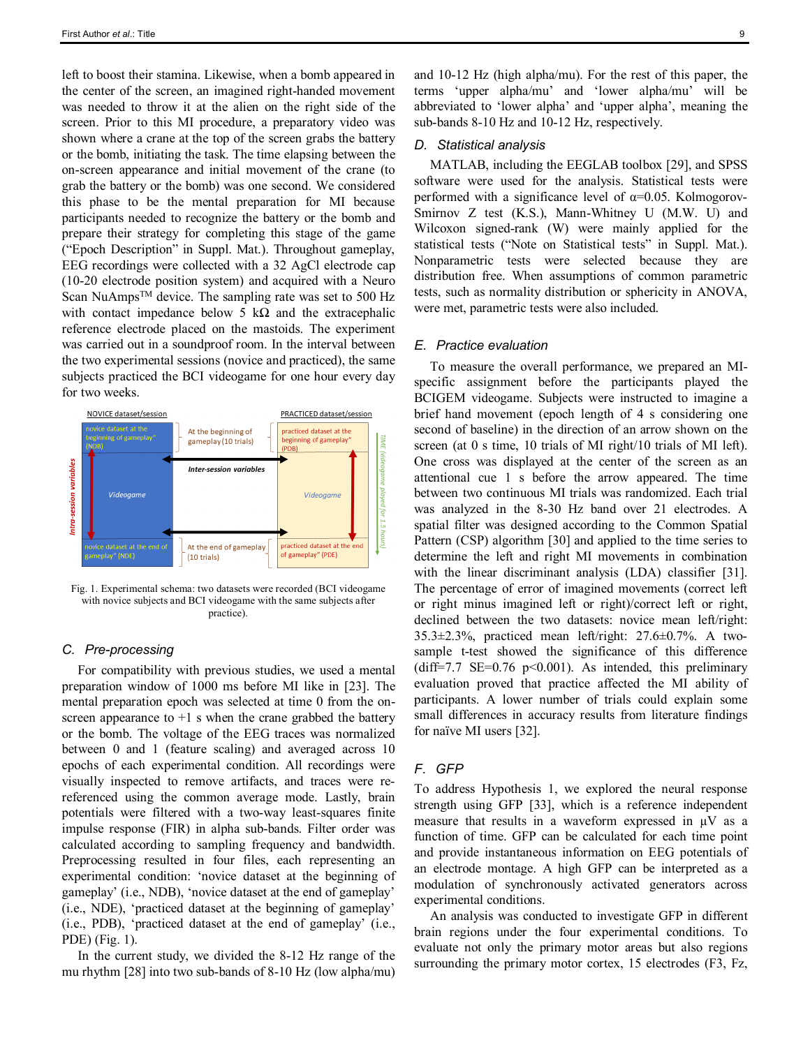left to boost their stamina. Likewise, when a bomb appeared in the center of the screen, an imagined right-handed movement was needed to throw it at the alien on the right side of the screen. Prior to this MI procedure, a preparatory video was shown where a crane at the top of the screen grabs the battery or the bomb, initiating the task. The time elapsing between the on-screen appearance and initial movement of the crane (to grab the battery or the bomb) was one second. We considered this phase to be the mental preparation for MI because participants needed to recognize the battery or the bomb and prepare their strategy for completing this stage of the game ("Epoch Description" in Suppl. Mat.). Throughout gameplay, EEG recordings were collected with a 32 AgCl electrode cap (10-20 electrode position system) and acquired with a Neuro Scan NuAmps™ device. The sampling rate was set to 500 Hz with contact impedance below 5 kΩ and the extracephalic reference electrode placed on the mastoids. The experiment was carried out in a soundproof room. In the interval between the two experimental sessions (novice and practiced), the same subjects practiced the BCI videogame for one hour every day for two weeks.

NOVICE dataset/session

PRACTICED dataset/session

novice dataset at the beginning of gameplay" (NDB)

At the beginning of gameplay (10 trials)

practiced dataset at the beginning of gameplay" (PDB)

Intra-session variables

Inter-session variables

Videogame

Videogame

TIME (videogame played for 1.5 hours)

novice dataset at the end of gameplay" (NDE)

At the end of gameplay (10 trials)

practiced dataset at the end of gameplay" (PDE)

Fig. 1. Experimental schema: two datasets were recorded (BCI videogame with novice subjects and BCI videogame with the same subjects after practice).

### C. Pre-processing

For compatibility with previous studies, we used a mental preparation window of 1000 ms before MI like in [23]. The mental preparation epoch was selected at time 0 from the on-screen appearance to +1 s when the crane grabbed the battery or the bomb. The voltage of the EEG traces was normalized between 0 and 1 (feature scaling) and averaged across 10 epochs of each experimental condition. All recordings were visually inspected to remove artifacts, and traces were re-referenced using the common average mode. Lastly, brain potentials were filtered with a two-way least-squares finite impulse response (FIR) in alpha sub-bands. Filter order was calculated according to sampling frequency and bandwidth. Preprocessing resulted in four files, each representing an experimental condition: 'novice dataset at the beginning of gameplay' (i.e., NDB), 'novice dataset at the end of gameplay' (i.e., NDE), 'practiced dataset at the beginning of gameplay' (i.e., PDB), 'practiced dataset at the end of gameplay' (i.e., PDE) (Fig. 1).

In the current study, we divided the 8-12 Hz range of the mu rhythm [28] into two sub-bands of 8-10 Hz (low alpha/mu) and 10-12 Hz (high alpha/mu). For the rest of this paper, the terms 'upper alpha/mu' and 'lower alpha/mu' will be abbreviated to 'lower alpha' and 'upper alpha', meaning the sub-bands 8-10 Hz and 10-12 Hz, respectively.

### D. Statistical analysis

MATLAB, including the EEGLAB toolbox [29], and SPSS software were used for the analysis. Statistical tests were performed with a significance level of $\alpha$=0.05. Kolmogorov-Smirnov Z test (K.S.), Mann-Whitney U (M.W. U) and Wilcoxon signed-rank (W) were mainly applied for the statistical tests ("Note on Statistical tests" in Suppl. Mat.). Nonparametric tests were selected because they are distribution free. When assumptions of common parametric tests, such as normality distribution or sphericity in ANOVA, were met, parametric tests were also included.

### E. Practice evaluation

To measure the overall performance, we prepared an MI-specific assignment before the participants played the BCIGEM videogame. Subjects were instructed to imagine a brief hand movement (epoch length of 4 s considering one second of baseline) in the direction of an arrow shown on the screen (at 0 s time, 10 trials of MI right/10 trials of MI left). One cross was displayed at the center of the screen as an attentional cue 1 s before the arrow appeared. The time between two continuous MI trials was randomized. Each trial was analyzed in the 8-30 Hz band over 21 electrodes. A spatial filter was designed according to the Common Spatial Pattern (CSP) algorithm [30] and applied to the time series to determine the left and right MI movements in combination with the linear discriminant analysis (LDA) classifier [31]. The percentage of error of imagined movements (correct left or right minus imagined left or right)/correct left or right, declined between the two datasets: novice mean left/right: 35.3±2.3%, practiced mean left/right: 27.6±0.7%. A two-sample t-test showed the significance of this difference (diff=7.7 SE=0.76 p<0.001). As intended, this preliminary evaluation proved that practice affected the MI ability of participants. A lower number of trials could explain some small differences in accuracy results from literature findings for naïve MI users [32].

### F. GFP

To address Hypothesis 1, we explored the neural response strength using GFP [33], which is a reference independent measure that results in a waveform expressed in µV as a function of time. GFP can be calculated for each time point and provide instantaneous information on EEG potentials of an electrode montage. A high GFP can be interpreted as a modulation of synchronously activated generators across experimental conditions.

An analysis was conducted to investigate GFP in different brain regions under the four experimental conditions. To evaluate not only the primary motor areas but also regions surrounding the primary motor cortex, 15 electrodes (F3, Fz,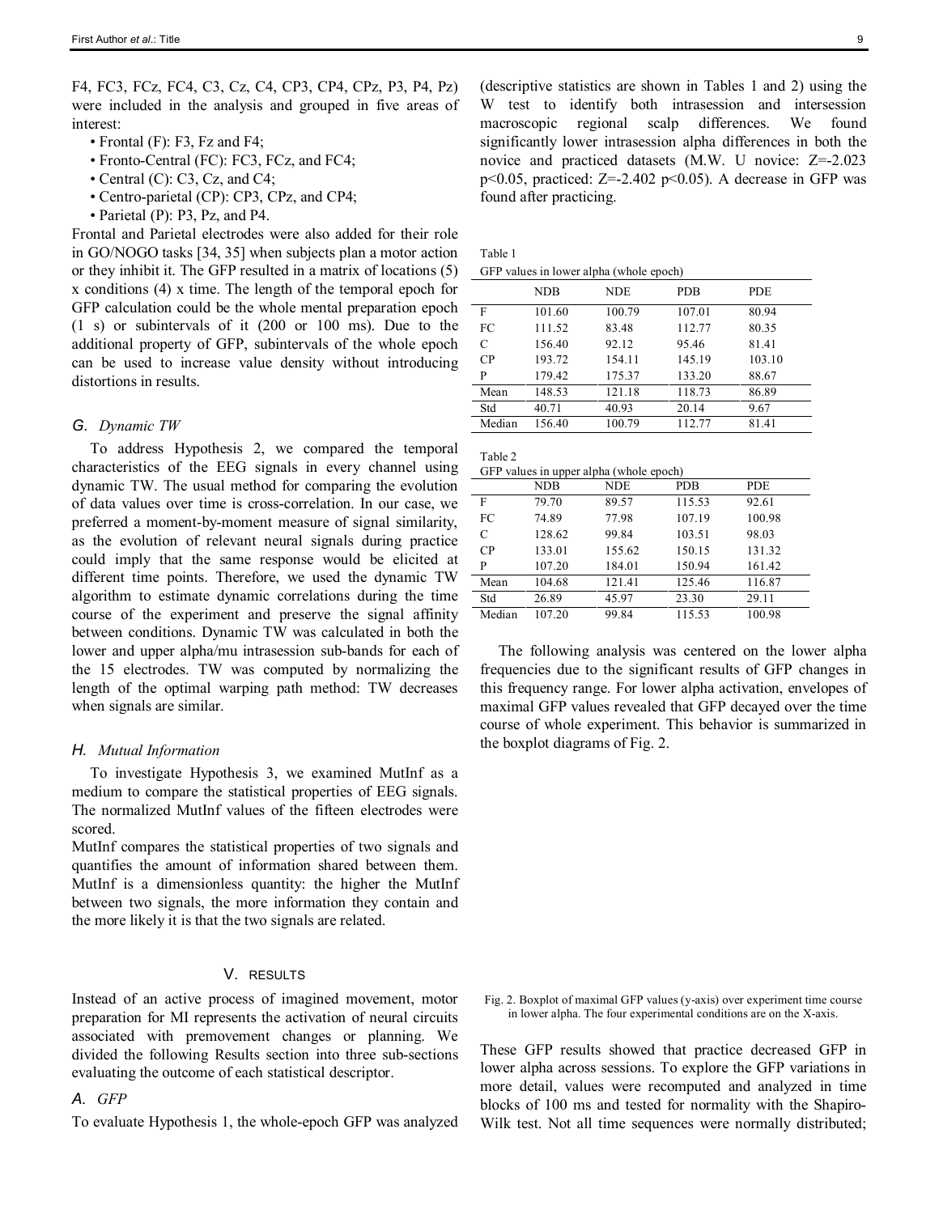F4, FC3, FCz, FC4, C3, Cz, C4, CP3, CP4, CPz, P3, P4, Pz) were included in the analysis and grouped in five areas of interest:

- Frontal (F): F3, Fz and F4;
- Fronto-Central (FC): FC3, FCz, and FC4;
- Central (C): C3, Cz, and C4;
- Centro-parietal (CP): CP3, CPz, and CP4;
- Parietal (P): P3, Pz, and P4.

Frontal and Parietal electrodes were also added for their role in GO/NOGO tasks [34, 35] when subjects plan a motor action or they inhibit it. The GFP resulted in a matrix of locations (5) x conditions (4) x time. The length of the temporal epoch for GFP calculation could be the whole mental preparation epoch (1 s) or subintervals of it (200 or 100 ms). Due to the additional property of GFP, subintervals of the whole epoch can be used to increase value density without introducing distortions in results.

### *G. Dynamic TW*

To address Hypothesis 2, we compared the temporal characteristics of the EEG signals in every channel using dynamic TW. The usual method for comparing the evolution of data values over time is cross-correlation. In our case, we preferred a moment-by-moment measure of signal similarity, as the evolution of relevant neural signals during practice could imply that the same response would be elicited at different time points. Therefore, we used the dynamic TW algorithm to estimate dynamic correlations during the time course of the experiment and preserve the signal affinity between conditions. Dynamic TW was calculated in both the lower and upper alpha/mu intrasession sub-bands for each of the 15 electrodes. TW was computed by normalizing the length of the optimal warping path method: TW decreases when signals are similar.

### *H. Mutual Information*

To investigate Hypothesis 3, we examined MutInf as a medium to compare the statistical properties of EEG signals. The normalized MutInf values of the fifteen electrodes were scored.

MutInf compares the statistical properties of two signals and quantifies the amount of information shared between them. MutInf is a dimensionless quantity: the higher the MutInf between two signals, the more information they contain and the more likely it is that the two signals are related.

## V. RESULTS

Instead of an active process of imagined movement, motor preparation for MI represents the activation of neural circuits associated with premovement changes or planning. We divided the following Results section into three sub-sections evaluating the outcome of each statistical descriptor.

### *A. GFP*

To evaluate Hypothesis 1, the whole-epoch GFP was analyzed (descriptive statistics are shown in Tables 1 and 2) using the W test to identify both intrasession and intersession macroscopic regional scalp differences. We found significantly lower intrasession alpha differences in both the novice and practiced datasets (M.W. U novice: $Z=-2.023$ $p<0.05$, practiced: $Z=-2.402$ $p<0.05$). A decrease in GFP was found after practicing.

Table 1
GFP values in lower alpha (whole epoch)

| | NDB | NDE | PDB | PDE |
|---|---|---|---|---|
| F | 101.60 | 100.79 | 107.01 | 80.94 |
| FC | 111.52 | 83.48 | 112.77 | 80.35 |
| C | 156.40 | 92.12 | 95.46 | 81.41 |
| CP | 193.72 | 154.11 | 145.19 | 103.10 |
| P | 179.42 | 175.37 | 133.20 | 88.67 |
| Mean | 148.53 | 121.18 | 118.73 | 86.89 |
| Std | 40.71 | 40.93 | 20.14 | 9.67 |
| Median | 156.40 | 100.79 | 112.77 | 81.41 |

Table 2
GFP values in upper alpha (whole epoch)

| | NDB | NDE | PDB | PDE |
|---|---|---|---|---|
| F | 79.70 | 89.57 | 115.53 | 92.61 |
| FC | 74.89 | 77.98 | 107.19 | 100.98 |
| C | 128.62 | 99.84 | 103.51 | 98.03 |
| CP | 133.01 | 155.62 | 150.15 | 131.32 |
| P | 107.20 | 184.01 | 150.94 | 161.42 |
| Mean | 104.68 | 121.41 | 125.46 | 116.87 |
| Std | 26.89 | 45.97 | 23.30 | 29.11 |
| Median | 107.20 | 99.84 | 115.53 | 100.98 |

The following analysis was centered on the lower alpha frequencies due to the significant results of GFP changes in this frequency range. For lower alpha activation, envelopes of maximal GFP values revealed that GFP decayed over the time course of whole experiment. This behavior is summarized in the boxplot diagrams of Fig. 2.

Fig. 2. Boxplot of maximal GFP values (y-axis) over experiment time course in lower alpha. The four experimental conditions are on the X-axis.

These GFP results showed that practice decreased GFP in lower alpha across sessions. To explore the GFP variations in more detail, values were recomputed and analyzed in time blocks of 100 ms and tested for normality with the Shapiro-Wilk test. Not all time sequences were normally distributed;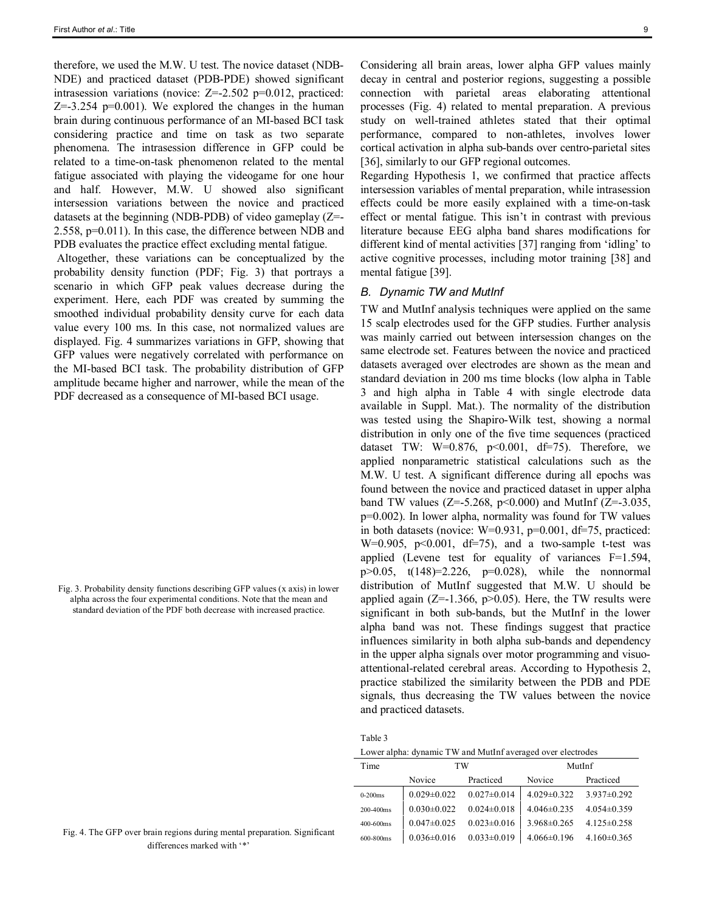therefore, we used the M.W. U test. The novice dataset (NDB-NDE) and practiced dataset (PDB-PDE) showed significant intrasession variations (novice: Z=-2.502 p=0.012, practiced: Z=-3.254 p=0.001). We explored the changes in the human brain during continuous performance of an MI-based BCI task considering practice and time on task as two separate phenomena. The intrasession difference in GFP could be related to a time-on-task phenomenon related to the mental fatigue associated with playing the videogame for one hour and half. However, M.W. U showed also significant intersession variations between the novice and practiced datasets at the beginning (NDB-PDB) of video gameplay (Z=-2.558, p=0.011). In this case, the difference between NDB and PDB evaluates the practice effect excluding mental fatigue.

Altogether, these variations can be conceptualized by the probability density function (PDF; Fig. 3) that portrays a scenario in which GFP peak values decrease during the experiment. Here, each PDF was created by summing the smoothed individual probability density curve for each data value every 100 ms. In this case, not normalized values are displayed. Fig. 4 summarizes variations in GFP, showing that GFP values were negatively correlated with performance on the MI-based BCI task. The probability distribution of GFP amplitude became higher and narrower, while the mean of the PDF decreased as a consequence of MI-based BCI usage.

Fig. 3. Probability density functions describing GFP values (x axis) in lower alpha across the four experimental conditions. Note that the mean and standard deviation of the PDF both decrease with increased practice.

Fig. 4. The GFP over brain regions during mental preparation. Significant differences marked with '*'

Considering all brain areas, lower alpha GFP values mainly decay in central and posterior regions, suggesting a possible connection with parietal areas elaborating attentional processes (Fig. 4) related to mental preparation. A previous study on well-trained athletes stated that their optimal performance, compared to non-athletes, involves lower cortical activation in alpha sub-bands over centro-parietal sites [36], similarly to our GFP regional outcomes.

Regarding Hypothesis 1, we confirmed that practice affects intersession variables of mental preparation, while intrasession effects could be more easily explained with a time-on-task effect or mental fatigue. This isn't in contrast with previous literature because EEG alpha band shares modifications for different kind of mental activities [37] ranging from 'idling' to active cognitive processes, including motor training [38] and mental fatigue [39].

## B. Dynamic TW and MutInf

TW and MutInf analysis techniques were applied on the same 15 scalp electrodes used for the GFP studies. Further analysis was mainly carried out between intersession changes on the same electrode set. Features between the novice and practiced datasets averaged over electrodes are shown as the mean and standard deviation in 200 ms time blocks (low alpha in Table 3 and high alpha in Table 4 with single electrode data available in Suppl. Mat.). The normality of the distribution was tested using the Shapiro-Wilk test, showing a normal distribution in only one of the five time sequences (practiced dataset TW: W=0.876, p<0.001, df=75). Therefore, we applied nonparametric statistical calculations such as the M.W. U test. A significant difference during all epochs was found between the novice and practiced dataset in upper alpha band TW values (Z=-5.268, p<0.000) and MutInf (Z=-3.035, p=0.002). In lower alpha, normality was found for TW values in both datasets (novice: W=0.931, p=0.001, df=75, practiced: W=0.905, p<0.001, df=75), and a two-sample t-test was applied (Levene test for equality of variances F=1.594, p>0.05, t(148)=2.226, p=0.028), while the nonnormal distribution of MutInf suggested that M.W. U should be applied again (Z=-1.366, p>0.05). Here, the TW results were significant in both sub-bands, but the MutInf in the lower alpha band was not. These findings suggest that practice influences similarity in both alpha sub-bands and dependency in the upper alpha signals over motor programming and visuo-attentional-related cerebral areas. According to Hypothesis 2, practice stabilized the similarity between the PDB and PDE signals, thus decreasing the TW values between the novice and practiced datasets.

Table 3

Lower alpha: dynamic TW and MutInf averaged over electrodes

| Time | TW | | MutInf | |
|---|---|---|---|---|
| | Novice | Practiced | Novice | Practiced |
| 0-200ms | 0.029±0.022 | 0.027±0.014 | 4.029±0.322 | 3.937±0.292 |
| 200-400ms | 0.030±0.022 | 0.024±0.018 | 4.046±0.235 | 4.054±0.359 |
| 400-600ms | 0.047±0.025 | 0.023±0.016 | 3.968±0.265 | 4.125±0.258 |
| 600-800ms | 0.036±0.016 | 0.033±0.019 | 4.066±0.196 | 4.160±0.365 |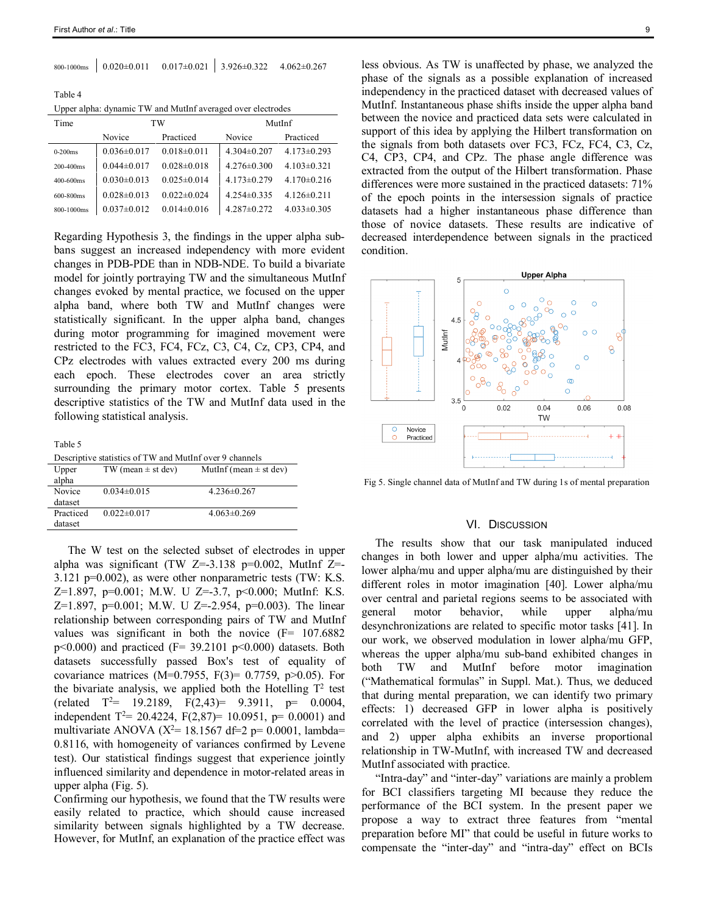| | | | | |
|---|---|---|---|---|
| 800-1000ms | 0.020±0.011 | 0.017±0.021 | 3.926±0.322 | 4.062±0.267 |

Table 4

Upper alpha: dynamic TW and MutInf averaged over electrodes

| Time | TW | | MutInf | |
|---|---|---|---|---|
| | Novice | Practiced | Novice | Practiced |
| 0-200ms | 0.036±0.017 | 0.018±0.011 | 4.304±0.207 | 4.173±0.293 |
| 200-400ms | 0.044±0.017 | 0.028±0.018 | 4.276±0.300 | 4.103±0.321 |
| 400-600ms | 0.030±0.013 | 0.025±0.014 | 4.173±0.279 | 4.170±0.216 |
| 600-800ms | 0.028±0.013 | 0.022±0.024 | 4.254±0.335 | 4.126±0.211 |
| 800-1000ms | 0.037±0.012 | 0.014±0.016 | 4.287±0.272 | 4.033±0.305 |

Regarding Hypothesis 3, the findings in the upper alpha sub-bans suggest an increased independency with more evident changes in PDB-PDE than in NDB-NDE. To build a bivariate model for jointly portraying TW and the simultaneous MutInf changes evoked by mental practice, we focused on the upper alpha band, where both TW and MutInf changes were statistically significant. In the upper alpha band, changes during motor programming for imagined movement were restricted to the FC3, FC4, FCz, C3, C4, Cz, CP3, CP4, and CPz electrodes with values extracted every 200 ms during each epoch. These electrodes cover an area strictly surrounding the primary motor cortex. Table 5 presents descriptive statistics of the TW and MutInf data used in the following statistical analysis.

Table 5

Descriptive statistics of TW and MutInf over 9 channels

| Upper alpha | TW (mean ± st dev) | MutInf (mean ± st dev) |
|---|---|---|
| Novice dataset | 0.034±0.015 | 4.236±0.267 |
| Practiced dataset | 0.022±0.017 | 4.063±0.269 |

The W test on the selected subset of electrodes in upper alpha was significant (TW Z=-3.138 p=0.002, MutInf Z=-3.121 p=0.002), as were other nonparametric tests (TW: K.S. Z=1.897, p=0.001; M.W. U Z=-3.7, p<0.000; MutInf: K.S. Z=1.897, p=0.001; M.W. U Z=-2.954, p=0.003). The linear relationship between corresponding pairs of TW and MutInf values was significant in both the novice (F= 107.6882 p<0.000) and practiced (F= 39.2101 p<0.000) datasets. Both datasets successfully passed Box's test of equality of covariance matrices (M=0.7955, F(3)= 0.7759, p>0.05). For the bivariate analysis, we applied both the Hotelling $T^2$ test (related $T^2$= 19.2189, F(2,43)= 9.3911, p= 0.0004, independent $T^2$= 20.4224, F(2,87)= 10.0951, p= 0.0001) and multivariate ANOVA ($X^2$= 18.1567 df=2 p= 0.0001, lambda= 0.8116, with homogeneity of variances confirmed by Levene test). Our statistical findings suggest that experience jointly influenced similarity and dependence in motor-related areas in upper alpha (Fig. 5).

Confirming our hypothesis, we found that the TW results were easily related to practice, which should cause increased similarity between signals highlighted by a TW decrease. However, for MutInf, an explanation of the practice effect was less obvious. As TW is unaffected by phase, we analyzed the phase of the signals as a possible explanation of increased independency in the practiced dataset with decreased values of MutInf. Instantaneous phase shifts inside the upper alpha band between the novice and practiced data sets were calculated in support of this idea by applying the Hilbert transformation on the signals from both datasets over FC3, FCz, FC4, C3, Cz, C4, CP3, CP4, and CPz. The phase angle difference was extracted from the output of the Hilbert transformation. Phase differences were more sustained in the practiced datasets: 71% of the epoch points in the intersession signals of practice datasets had a higher instantaneous phase difference than those of novice datasets. These results are indicative of decreased interdependence between signals in the practiced condition.

Upper Alpha

MutInf

TW

5
4.5
4
3.5

0
0.02
0.04
0.06
0.08

Novice
Practiced

Fig 5. Single channel data of MutInf and TW during 1s of mental preparation

## VI. Discussion

The results show that our task manipulated induced changes in both lower and upper alpha/mu activities. The lower alpha/mu and upper alpha/mu are distinguished by their different roles in motor imagination [40]. Lower alpha/mu over central and parietal regions seems to be associated with general motor behavior, while upper alpha/mu desynchronizations are related to specific motor tasks [41]. In our work, we observed modulation in lower alpha/mu GFP, whereas the upper alpha/mu sub-band exhibited changes in both TW and MutInf before motor imagination ("Mathematical formulas" in Suppl. Mat.). Thus, we deduced that during mental preparation, we can identify two primary effects: 1) decreased GFP in lower alpha is positively correlated with the level of practice (intersession changes), and 2) upper alpha exhibits an inverse proportional relationship in TW-MutInf, with increased TW and decreased MutInf associated with practice.

"Intra-day" and "inter-day" variations are mainly a problem for BCI classifiers targeting MI because they reduce the performance of the BCI system. In the present paper we propose a way to extract three features from "mental preparation before MI" that could be useful in future works to compensate the "inter-day" and "intra-day" effect on BCIs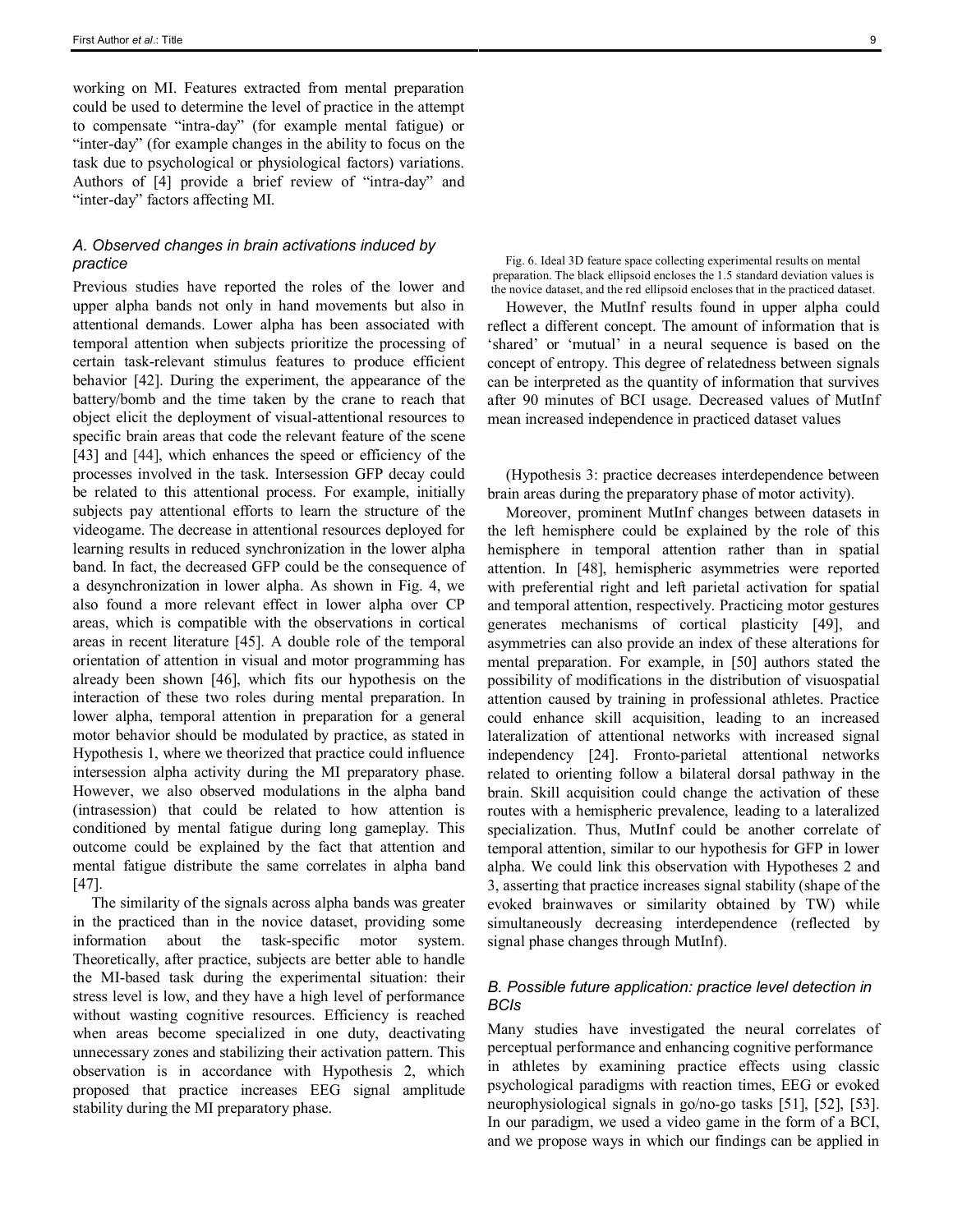working on MI. Features extracted from mental preparation could be used to determine the level of practice in the attempt to compensate "intra-day" (for example mental fatigue) or "inter-day" (for example changes in the ability to focus on the task due to psychological or physiological factors) variations. Authors of [4] provide a brief review of "intra-day" and "inter-day" factors affecting MI.

### *A. Observed changes in brain activations induced by practice*

Previous studies have reported the roles of the lower and upper alpha bands not only in hand movements but also in attentional demands. Lower alpha has been associated with temporal attention when subjects prioritize the processing of certain task-relevant stimulus features to produce efficient behavior [42]. During the experiment, the appearance of the battery/bomb and the time taken by the crane to reach that object elicit the deployment of visual-attentional resources to specific brain areas that code the relevant feature of the scene [43] and [44], which enhances the speed or efficiency of the processes involved in the task. Intersession GFP decay could be related to this attentional process. For example, initially subjects pay attentional efforts to learn the structure of the videogame. The decrease in attentional resources deployed for learning results in reduced synchronization in the lower alpha band. In fact, the decreased GFP could be the consequence of a desynchronization in lower alpha. As shown in Fig. 4, we also found a more relevant effect in lower alpha over CP areas, which is compatible with the observations in cortical areas in recent literature [45]. A double role of the temporal orientation of attention in visual and motor programming has already been shown [46], which fits our hypothesis on the interaction of these two roles during mental preparation. In lower alpha, temporal attention in preparation for a general motor behavior should be modulated by practice, as stated in Hypothesis 1, where we theorized that practice could influence intersession alpha activity during the MI preparatory phase. However, we also observed modulations in the alpha band (intrasession) that could be related to how attention is conditioned by mental fatigue during long gameplay. This outcome could be explained by the fact that attention and mental fatigue distribute the same correlates in alpha band [47].

The similarity of the signals across alpha bands was greater in the practiced than in the novice dataset, providing some information about the task-specific motor system. Theoretically, after practice, subjects are better able to handle the MI-based task during the experimental situation: their stress level is low, and they have a high level of performance without wasting cognitive resources. Efficiency is reached when areas become specialized in one duty, deactivating unnecessary zones and stabilizing their activation pattern. This observation is in accordance with Hypothesis 2, which proposed that practice increases EEG signal amplitude stability during the MI preparatory phase.

Fig. 6. Ideal 3D feature space collecting experimental results on mental preparation. The black ellipsoid encloses the 1.5 standard deviation values is the novice dataset, and the red ellipsoid encloses that in the practiced dataset.

However, the MutInf results found in upper alpha could reflect a different concept. The amount of information that is 'shared' or 'mutual' in a neural sequence is based on the concept of entropy. This degree of relatedness between signals can be interpreted as the quantity of information that survives after 90 minutes of BCI usage. Decreased values of MutInf mean increased independence in practiced dataset values

(Hypothesis 3: practice decreases interdependence between brain areas during the preparatory phase of motor activity).

Moreover, prominent MutInf changes between datasets in the left hemisphere could be explained by the role of this hemisphere in temporal attention rather than in spatial attention. In [48], hemispheric asymmetries were reported with preferential right and left parietal activation for spatial and temporal attention, respectively. Practicing motor gestures generates mechanisms of cortical plasticity [49], and asymmetries can also provide an index of these alterations for mental preparation. For example, in [50] authors stated the possibility of modifications in the distribution of visuospatial attention caused by training in professional athletes. Practice could enhance skill acquisition, leading to an increased lateralization of attentional networks with increased signal independency [24]. Fronto-parietal attentional networks related to orienting follow a bilateral dorsal pathway in the brain. Skill acquisition could change the activation of these routes with a hemispheric prevalence, leading to a lateralized specialization. Thus, MutInf could be another correlate of temporal attention, similar to our hypothesis for GFP in lower alpha. We could link this observation with Hypotheses 2 and 3, asserting that practice increases signal stability (shape of the evoked brainwaves or similarity obtained by TW) while simultaneously decreasing interdependence (reflected by signal phase changes through MutInf).

### *B. Possible future application: practice level detection in BCIs*

Many studies have investigated the neural correlates of perceptual performance and enhancing cognitive performance in athletes by examining practice effects using classic psychological paradigms with reaction times, EEG or evoked neurophysiological signals in go/no-go tasks [51], [52], [53]. In our paradigm, we used a video game in the form of a BCI, and we propose ways in which our findings can be applied in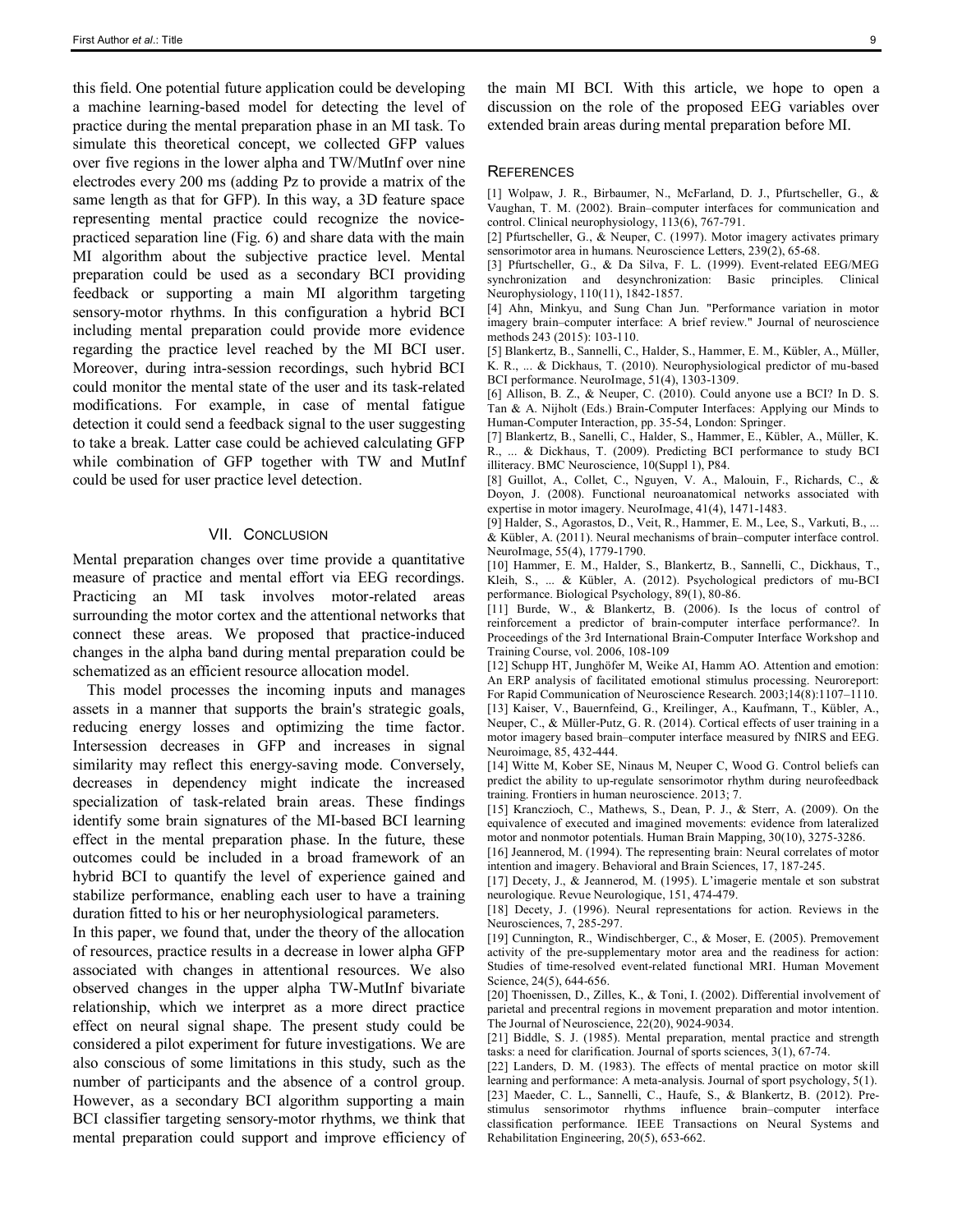this field. One potential future application could be developing a machine learning-based model for detecting the level of practice during the mental preparation phase in an MI task. To simulate this theoretical concept, we collected GFP values over five regions in the lower alpha and TW/MutInf over nine electrodes every 200 ms (adding Pz to provide a matrix of the same length as that for GFP). In this way, a 3D feature space representing mental practice could recognize the novice-practiced separation line (Fig. 6) and share data with the main MI algorithm about the subjective practice level. Mental preparation could be used as a secondary BCI providing feedback or supporting a main MI algorithm targeting sensory-motor rhythms. In this configuration a hybrid BCI including mental preparation could provide more evidence regarding the practice level reached by the MI BCI user. Moreover, during intra-session recordings, such hybrid BCI could monitor the mental state of the user and its task-related modifications. For example, in case of mental fatigue detection it could send a feedback signal to the user suggesting to take a break. Latter case could be achieved calculating GFP while combination of GFP together with TW and MutInf could be used for user practice level detection.

## VII. Conclusion

Mental preparation changes over time provide a quantitative measure of practice and mental effort via EEG recordings. Practicing an MI task involves motor-related areas surrounding the motor cortex and the attentional networks that connect these areas. We proposed that practice-induced changes in the alpha band during mental preparation could be schematized as an efficient resource allocation model.

This model processes the incoming inputs and manages assets in a manner that supports the brain's strategic goals, reducing energy losses and optimizing the time factor. Intersession decreases in GFP and increases in signal similarity may reflect this energy-saving mode. Conversely, decreases in dependency might indicate the increased specialization of task-related brain areas. These findings identify some brain signatures of the MI-based BCI learning effect in the mental preparation phase. In the future, these outcomes could be included in a broad framework of an hybrid BCI to quantify the level of experience gained and stabilize performance, enabling each user to have a training duration fitted to his or her neurophysiological parameters.

In this paper, we found that, under the theory of the allocation of resources, practice results in a decrease in lower alpha GFP associated with changes in attentional resources. We also observed changes in the upper alpha TW-MutInf bivariate relationship, which we interpret as a more direct practice effect on neural signal shape. The present study could be considered a pilot experiment for future investigations. We are also conscious of some limitations in this study, such as the number of participants and the absence of a control group. However, as a secondary BCI algorithm supporting a main BCI classifier targeting sensory-motor rhythms, we think that mental preparation could support and improve efficiency of the main MI BCI. With this article, we hope to open a discussion on the role of the proposed EEG variables over extended brain areas during mental preparation before MI.

## References

[1] Wolpaw, J. R., Birbaumer, N., McFarland, D. J., Pfurtscheller, G., & Vaughan, T. M. (2002). Brain–computer interfaces for communication and control. Clinical neurophysiology, 113(6), 767-791.

[2] Pfurtscheller, G., & Neuper, C. (1997). Motor imagery activates primary sensorimotor area in humans. Neuroscience Letters, 239(2), 65-68.

[3] Pfurtscheller, G., & Da Silva, F. L. (1999). Event-related EEG/MEG synchronization and desynchronization: Basic principles. Clinical Neurophysiology, 110(11), 1842-1857.

[4] Ahn, Minkyu, and Sung Chan Jun. "Performance variation in motor imagery brain–computer interface: A brief review." Journal of neuroscience methods 243 (2015): 103-110.

[5] Blankertz, B., Sannelli, C., Halder, S., Hammer, E. M., Kübler, A., Müller, K. R., ... & Dickhaus, T. (2010). Neurophysiological predictor of mu-based BCI performance. NeuroImage, 51(4), 1303-1309.

[6] Allison, B. Z., & Neuper, C. (2010). Could anyone use a BCI? In D. S. Tan & A. Nijholt (Eds.) Brain-Computer Interfaces: Applying our Minds to Human-Computer Interaction, pp. 35-54, London: Springer.

[7] Blankertz, B., Sanelli, C., Halder, S., Hammer, E., Kübler, A., Müller, K. R., ... & Dickhaus, T. (2009). Predicting BCI performance to study BCI illiteracy. BMC Neuroscience, 10(Suppl 1), P84.

[8] Guillot, A., Collet, C., Nguyen, V. A., Malouin, F., Richards, C., & Doyon, J. (2008). Functional neuroanatomical networks associated with expertise in motor imagery. NeuroImage, 41(4), 1471-1483.

[9] Halder, S., Agorastos, D., Veit, R., Hammer, E. M., Lee, S., Varkuti, B., ... & Kübler, A. (2011). Neural mechanisms of brain–computer interface control. NeuroImage, 55(4), 1779-1790.

[10] Hammer, E. M., Halder, S., Blankertz, B., Sannelli, C., Dickhaus, T., Kleih, S., ... & Kübler, A. (2012). Psychological predictors of mu-BCI performance. Biological Psychology, 89(1), 80-86.

[11] Burde, W., & Blankertz, B. (2006). Is the locus of control of reinforcement a predictor of brain-computer interface performance?. In Proceedings of the 3rd International Brain-Computer Interface Workshop and Training Course, vol. 2006, 108-109

[12] Schupp HT, Junghöfer M, Weike AI, Hamm AO. Attention and emotion: An ERP analysis of facilitated emotional stimulus processing. Neuroreport: For Rapid Communication of Neuroscience Research. 2003;14(8):1107–1110.

[13] Kaiser, V., Bauernfeind, G., Kreilinger, A., Kaufmann, T., Kübler, A., Neuper, C., & Müller-Putz, G. R. (2014). Cortical effects of user training in a motor imagery based brain–computer interface measured by fNIRS and EEG. Neuroimage, 85, 432-444.

[14] Witte M, Kober SE, Ninaus M, Neuper C, Wood G. Control beliefs can predict the ability to up-regulate sensorimotor rhythm during neurofeedback training. Frontiers in human neuroscience. 2013; 7.

[15] Kranczioch, C., Mathews, S., Dean, P. J., & Sterr, A. (2009). On the equivalence of executed and imagined movements: evidence from lateralized motor and nonmotor potentials. Human Brain Mapping, 30(10), 3275-3286.

[16] Jeannerod, M. (1994). The representing brain: Neural correlates of motor intention and imagery. Behavioral and Brain Sciences, 17, 187-245.

[17] Decety, J., & Jeannerod, M. (1995). L'imagerie mentale et son substrat neurologique. Revue Neurologique, 151, 474-479.

[18] Decety, J. (1996). Neural representations for action. Reviews in the Neurosciences, 7, 285-297.

[19] Cunnington, R., Windischberger, C., & Moser, E. (2005). Premovement activity of the pre-supplementary motor area and the readiness for action: Studies of time-resolved event-related functional MRI. Human Movement Science, 24(5), 644-656.

[20] Thoenissen, D., Zilles, K., & Toni, I. (2002). Differential involvement of parietal and precentral regions in movement preparation and motor intention. The Journal of Neuroscience, 22(20), 9024-9034.

[21] Biddle, S. J. (1985). Mental preparation, mental practice and strength tasks: a need for clarification. Journal of sports sciences, 3(1), 67-74.

[22] Landers, D. M. (1983). The effects of mental practice on motor skill learning and performance: A meta-analysis. Journal of sport psychology, 5(1).

[23] Maeder, C. L., Sannelli, C., Haufe, S., & Blankertz, B. (2012). Pre-stimulus sensorimotor rhythms influence brain–computer interface classification performance. IEEE Transactions on Neural Systems and Rehabilitation Engineering, 20(5), 653-662.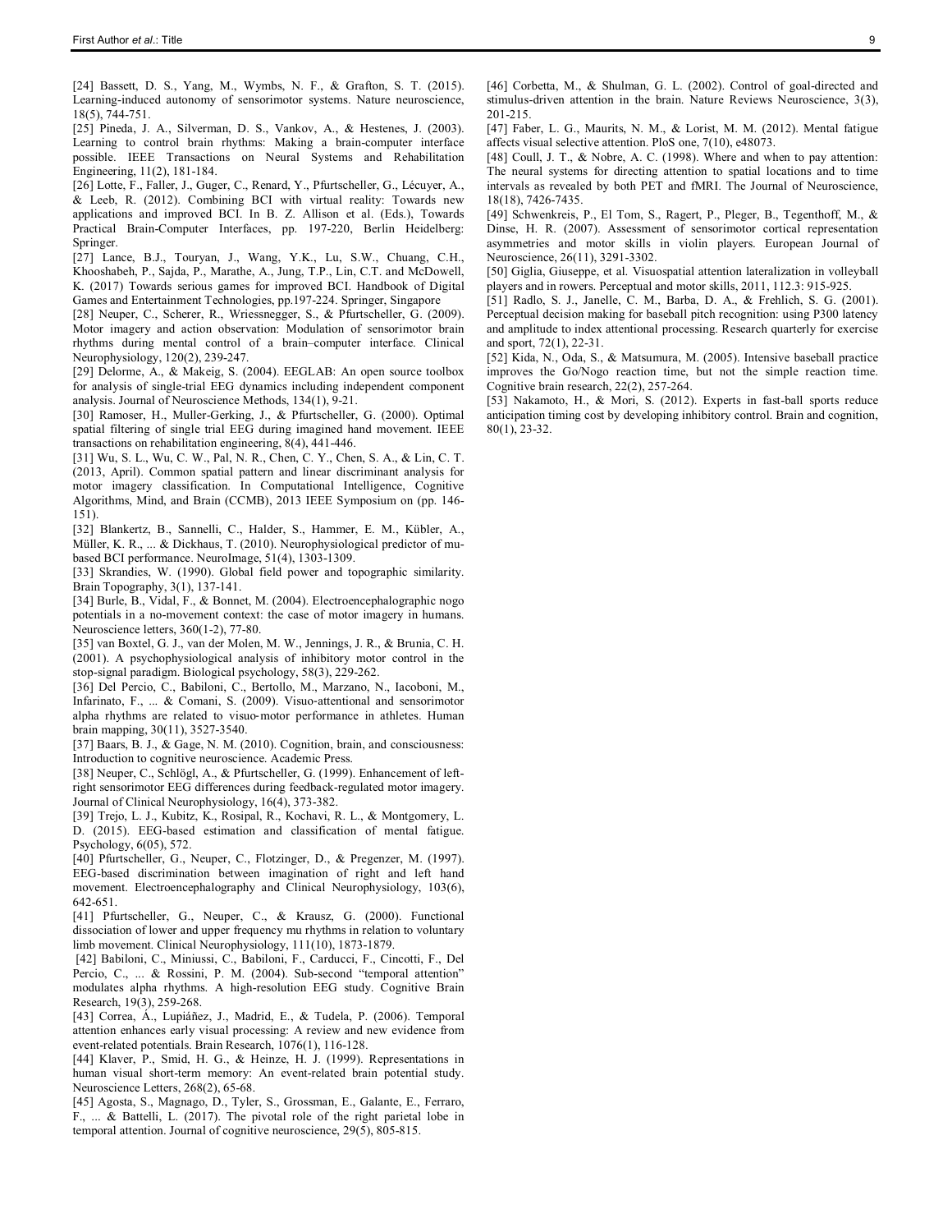[24] Bassett, D. S., Yang, M., Wymbs, N. F., & Grafton, S. T. (2015). Learning-induced autonomy of sensorimotor systems. Nature neuroscience, 18(5), 744-751.

[25] Pineda, J. A., Silverman, D. S., Vankov, A., & Hestenes, J. (2003). Learning to control brain rhythms: Making a brain-computer interface possible. IEEE Transactions on Neural Systems and Rehabilitation Engineering, 11(2), 181-184.

[26] Lotte, F., Faller, J., Guger, C., Renard, Y., Pfurtscheller, G., Lécuyer, A., & Leeb, R. (2012). Combining BCI with virtual reality: Towards new applications and improved BCI. In B. Z. Allison et al. (Eds.), Towards Practical Brain-Computer Interfaces, pp. 197-220, Berlin Heidelberg: Springer.

[27] Lance, B.J., Touryan, J., Wang, Y.K., Lu, S.W., Chuang, C.H., Khooshabeh, P., Sajda, P., Marathe, A., Jung, T.P., Lin, C.T. and McDowell, K. (2017) Towards serious games for improved BCI. Handbook of Digital Games and Entertainment Technologies, pp.197-224. Springer, Singapore

[28] Neuper, C., Scherer, R., Wriessnegger, S., & Pfurtscheller, G. (2009). Motor imagery and action observation: Modulation of sensorimotor brain rhythms during mental control of a brain–computer interface. Clinical Neurophysiology, 120(2), 239-247.

[29] Delorme, A., & Makeig, S. (2004). EEGLAB: An open source toolbox for analysis of single-trial EEG dynamics including independent component analysis. Journal of Neuroscience Methods, 134(1), 9-21.

[30] Ramoser, H., Muller-Gerking, J., & Pfurtscheller, G. (2000). Optimal spatial filtering of single trial EEG during imagined hand movement. IEEE transactions on rehabilitation engineering, 8(4), 441-446.

[31] Wu, S. L., Wu, C. W., Pal, N. R., Chen, C. Y., Chen, S. A., & Lin, C. T. (2013, April). Common spatial pattern and linear discriminant analysis for motor imagery classification. In Computational Intelligence, Cognitive Algorithms, Mind, and Brain (CCMB), 2013 IEEE Symposium on (pp. 146-151).

[32] Blankertz, B., Sannelli, C., Halder, S., Hammer, E. M., Kübler, A., Müller, K. R., ... & Dickhaus, T. (2010). Neurophysiological predictor of mu-based BCI performance. NeuroImage, 51(4), 1303-1309.

[33] Skrandies, W. (1990). Global field power and topographic similarity. Brain Topography, 3(1), 137-141.

[34] Burle, B., Vidal, F., & Bonnet, M. (2004). Electroencephalographic nogo potentials in a no-movement context: the case of motor imagery in humans. Neuroscience letters, 360(1-2), 77-80.

[35] van Boxtel, G. J., van der Molen, M. W., Jennings, J. R., & Brunia, C. H. (2001). A psychophysiological analysis of inhibitory motor control in the stop-signal paradigm. Biological psychology, 58(3), 229-262.

[36] Del Percio, C., Babiloni, C., Bertollo, M., Marzano, N., Iacoboni, M., Infarinato, F., ... & Comani, S. (2009). Visuo-attentional and sensorimotor alpha rhythms are related to visuo-motor performance in athletes. Human brain mapping, 30(11), 3527-3540.

[37] Baars, B. J., & Gage, N. M. (2010). Cognition, brain, and consciousness: Introduction to cognitive neuroscience. Academic Press.

[38] Neuper, C., Schlögl, A., & Pfurtscheller, G. (1999). Enhancement of left-right sensorimotor EEG differences during feedback-regulated motor imagery. Journal of Clinical Neurophysiology, 16(4), 373-382.

[39] Trejo, L. J., Kubitz, K., Rosipal, R., Kochavi, R. L., & Montgomery, L. D. (2015). EEG-based estimation and classification of mental fatigue. Psychology, 6(05), 572.

[40] Pfurtscheller, G., Neuper, C., Flotzinger, D., & Pregenzer, M. (1997). EEG-based discrimination between imagination of right and left hand movement. Electroencephalography and Clinical Neurophysiology, 103(6), 642-651.

[41] Pfurtscheller, G., Neuper, C., & Krausz, G. (2000). Functional dissociation of lower and upper frequency mu rhythms in relation to voluntary limb movement. Clinical Neurophysiology, 111(10), 1873-1879.

[42] Babiloni, C., Miniussi, C., Babiloni, F., Carducci, F., Cincotti, F., Del Percio, C., ... & Rossini, P. M. (2004). Sub-second "temporal attention" modulates alpha rhythms. A high-resolution EEG study. Cognitive Brain Research, 19(3), 259-268.

[43] Correa, Á., Lupiáñez, J., Madrid, E., & Tudela, P. (2006). Temporal attention enhances early visual processing: A review and new evidence from event-related potentials. Brain Research, 1076(1), 116-128.

[44] Klaver, P., Smid, H. G., & Heinze, H. J. (1999). Representations in human visual short-term memory: An event-related brain potential study. Neuroscience Letters, 268(2), 65-68.

[45] Agosta, S., Magnago, D., Tyler, S., Grossman, E., Galante, E., Ferraro, F., ... & Battelli, L. (2017). The pivotal role of the right parietal lobe in temporal attention. Journal of cognitive neuroscience, 29(5), 805-815.

[46] Corbetta, M., & Shulman, G. L. (2002). Control of goal-directed and stimulus-driven attention in the brain. Nature Reviews Neuroscience, 3(3), 201-215.

[47] Faber, L. G., Maurits, N. M., & Lorist, M. M. (2012). Mental fatigue affects visual selective attention. PloS one, 7(10), e48073.

[48] Coull, J. T., & Nobre, A. C. (1998). Where and when to pay attention: The neural systems for directing attention to spatial locations and to time intervals as revealed by both PET and fMRI. The Journal of Neuroscience, 18(18), 7426-7435.

[49] Schwenkreis, P., El Tom, S., Ragert, P., Pleger, B., Tegenthoff, M., & Dinse, H. R. (2007). Assessment of sensorimotor cortical representation asymmetries and motor skills in violin players. European Journal of Neuroscience, 26(11), 3291-3302.

[50] Giglia, Giuseppe, et al. Visuospatial attention lateralization in volleyball players and in rowers. Perceptual and motor skills, 2011, 112.3: 915-925.

[51] Radlo, S. J., Janelle, C. M., Barba, D. A., & Frehlich, S. G. (2001). Perceptual decision making for baseball pitch recognition: using P300 latency and amplitude to index attentional processing. Research quarterly for exercise and sport, 72(1), 22-31.

[52] Kida, N., Oda, S., & Matsumura, M. (2005). Intensive baseball practice improves the Go/Nogo reaction time, but not the simple reaction time. Cognitive brain research, 22(2), 257-264.

[53] Nakamoto, H., & Mori, S. (2012). Experts in fast-ball sports reduce anticipation timing cost by developing inhibitory control. Brain and cognition, 80(1), 23-32.